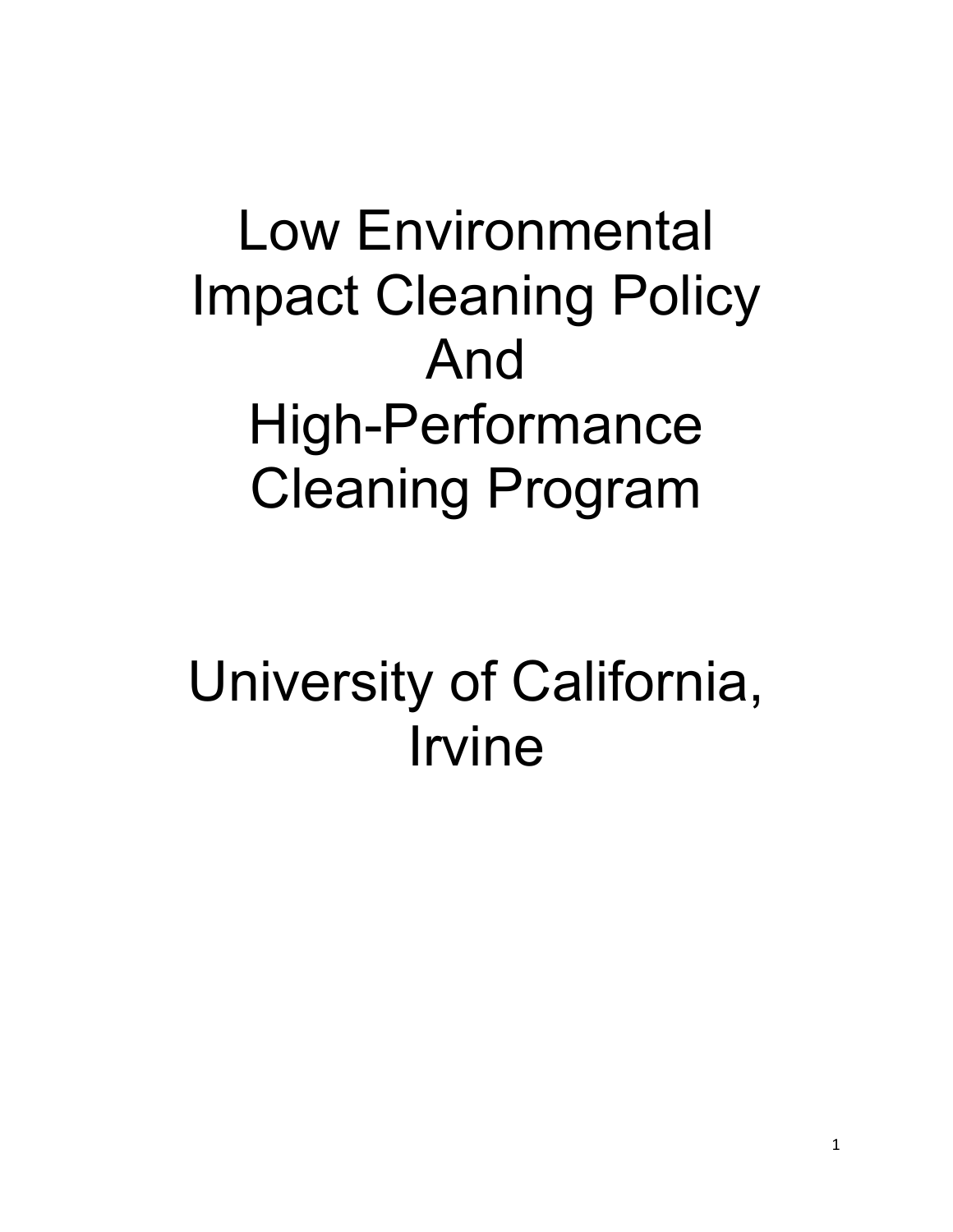# Low Environmental Impact Cleaning Policy And High-Performance Cleaning Program

# University of California, Irvine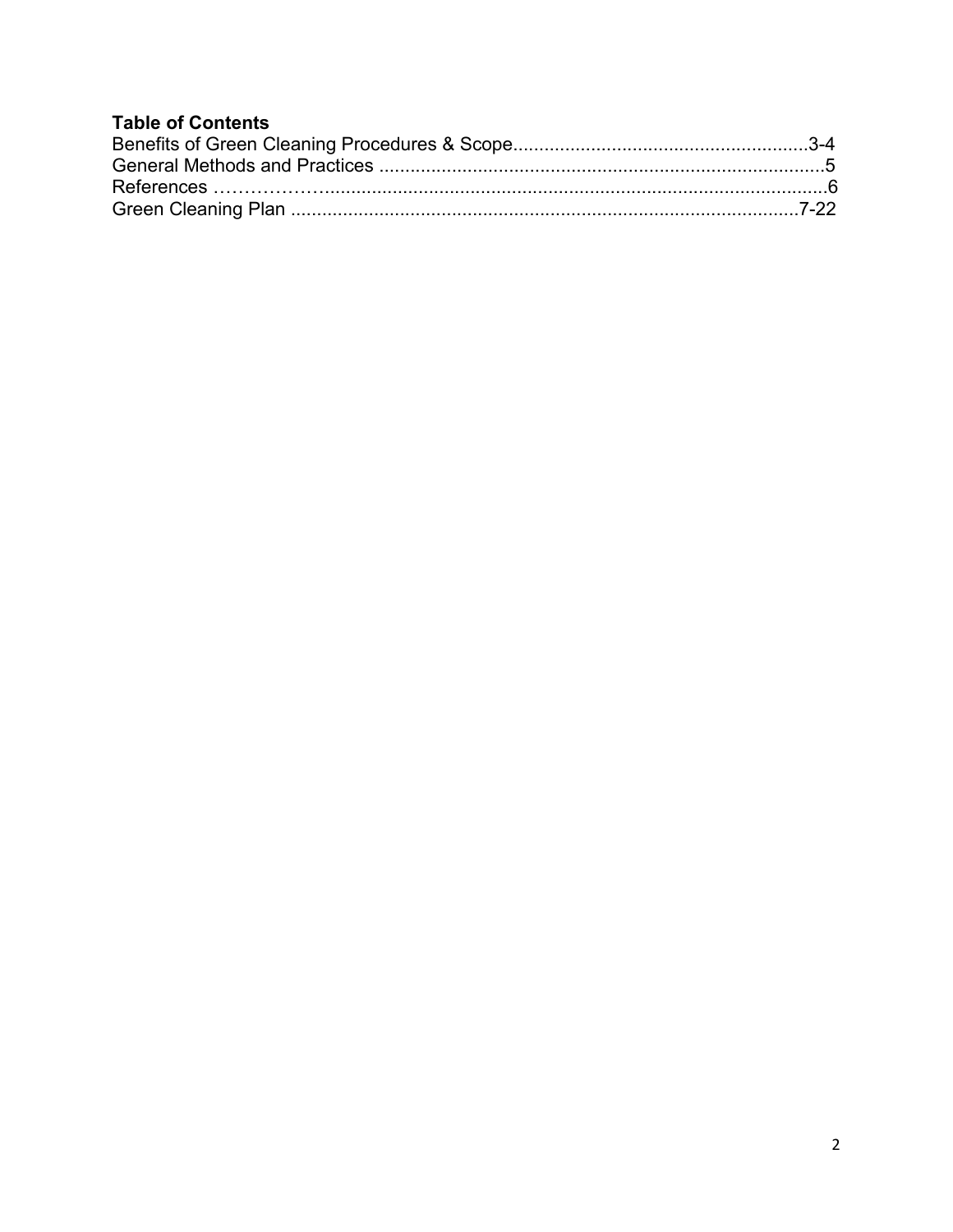**Table of Contents**

Benefits of Green Cleaning Procedures & Scope.........................................................3-4
General Methods and Practices ......................................................................................5
References ………………...............................................................................................6
Green Cleaning Plan ..................................................................................................7-22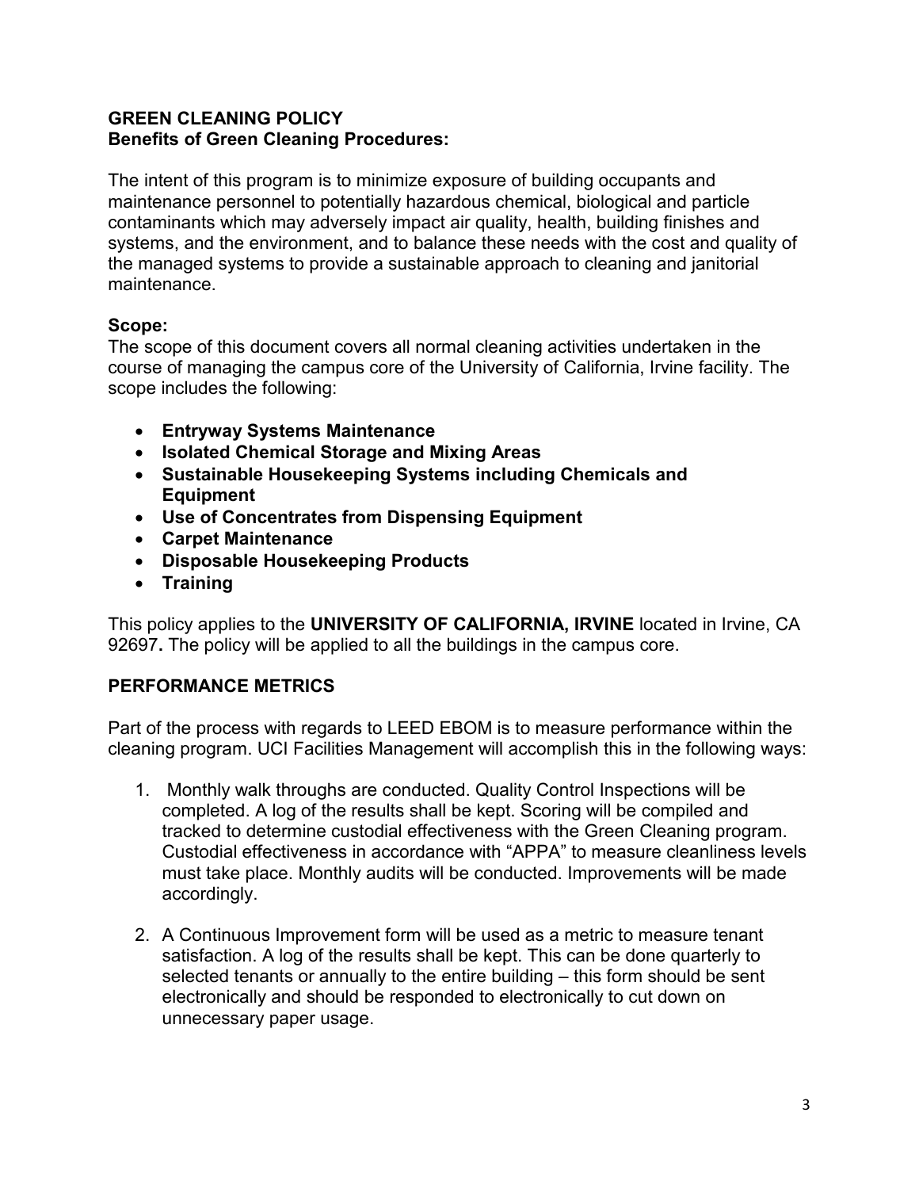**GREEN CLEANING POLICY**
**Benefits of Green Cleaning Procedures:**

The intent of this program is to minimize exposure of building occupants and maintenance personnel to potentially hazardous chemical, biological and particle contaminants which may adversely impact air quality, health, building finishes and systems, and the environment, and to balance these needs with the cost and quality of the managed systems to provide a sustainable approach to cleaning and janitorial maintenance.

**Scope:**
The scope of this document covers all normal cleaning activities undertaken in the course of managing the campus core of the University of California, Irvine facility. The scope includes the following:

- **Entryway Systems Maintenance**
- **Isolated Chemical Storage and Mixing Areas**
- **Sustainable Housekeeping Systems including Chemicals and Equipment**
- **Use of Concentrates from Dispensing Equipment**
- **Carpet Maintenance**
- **Disposable Housekeeping Products**
- **Training**

This policy applies to the **UNIVERSITY OF CALIFORNIA, IRVINE** located in Irvine, CA 92697**.** The policy will be applied to all the buildings in the campus core.

**PERFORMANCE METRICS**

Part of the process with regards to LEED EBOM is to measure performance within the cleaning program. UCI Facilities Management will accomplish this in the following ways:

1. Monthly walk throughs are conducted. Quality Control Inspections will be completed. A log of the results shall be kept. Scoring will be compiled and tracked to determine custodial effectiveness with the Green Cleaning program. Custodial effectiveness in accordance with "APPA" to measure cleanliness levels must take place. Monthly audits will be conducted. Improvements will be made accordingly.

2. A Continuous Improvement form will be used as a metric to measure tenant satisfaction. A log of the results shall be kept. This can be done quarterly to selected tenants or annually to the entire building – this form should be sent electronically and should be responded to electronically to cut down on unnecessary paper usage.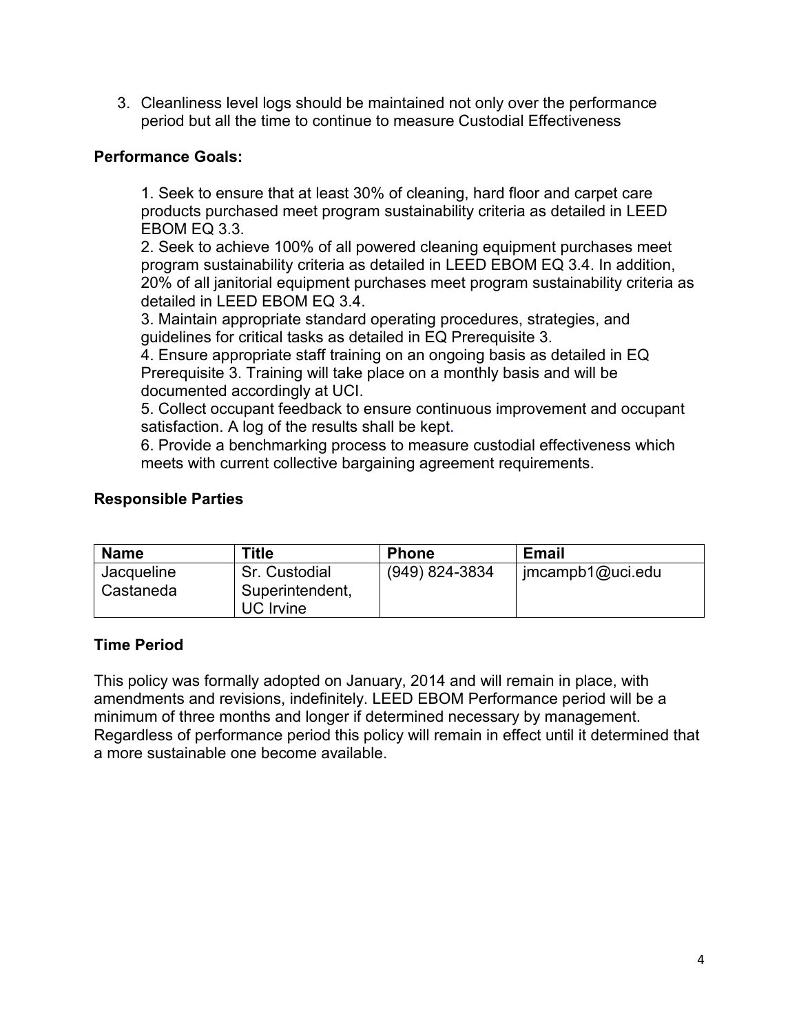3. Cleanliness level logs should be maintained not only over the performance period but all the time to continue to measure Custodial Effectiveness

**Performance Goals:**

1. Seek to ensure that at least 30% of cleaning, hard floor and carpet care products purchased meet program sustainability criteria as detailed in LEED EBOM EQ 3.3.
2. Seek to achieve 100% of all powered cleaning equipment purchases meet program sustainability criteria as detailed in LEED EBOM EQ 3.4. In addition, 20% of all janitorial equipment purchases meet program sustainability criteria as detailed in LEED EBOM EQ 3.4.
3. Maintain appropriate standard operating procedures, strategies, and guidelines for critical tasks as detailed in EQ Prerequisite 3.
4. Ensure appropriate staff training on an ongoing basis as detailed in EQ Prerequisite 3. Training will take place on a monthly basis and will be documented accordingly at UCI.
5. Collect occupant feedback to ensure continuous improvement and occupant satisfaction. A log of the results shall be kept.
6. Provide a benchmarking process to measure custodial effectiveness which meets with current collective bargaining agreement requirements.

**Responsible Parties**

| Name | Title | Phone | Email |
|---|---|---|---|
| Jacqueline Castaneda | Sr. Custodial Superintendent, UC Irvine | (949) 824-3834 | jmcampb1@uci.edu |

**Time Period**

This policy was formally adopted on January, 2014 and will remain in place, with amendments and revisions, indefinitely. LEED EBOM Performance period will be a minimum of three months and longer if determined necessary by management. Regardless of performance period this policy will remain in effect until it determined that a more sustainable one become available.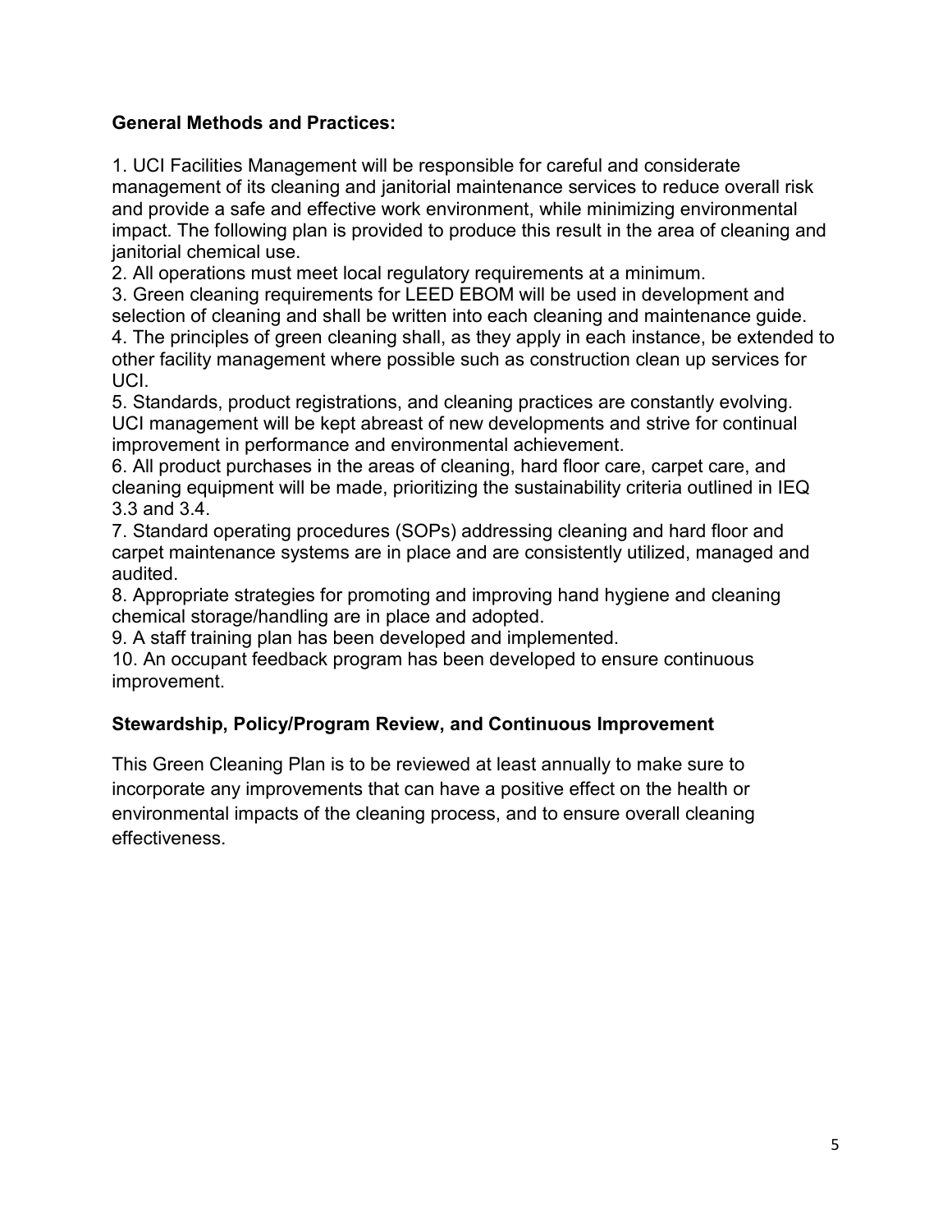**General Methods and Practices:**

1. UCI Facilities Management will be responsible for careful and considerate management of its cleaning and janitorial maintenance services to reduce overall risk and provide a safe and effective work environment, while minimizing environmental impact. The following plan is provided to produce this result in the area of cleaning and janitorial chemical use.
2. All operations must meet local regulatory requirements at a minimum.
3. Green cleaning requirements for LEED EBOM will be used in development and selection of cleaning and shall be written into each cleaning and maintenance guide.
4. The principles of green cleaning shall, as they apply in each instance, be extended to other facility management where possible such as construction clean up services for UCI.
5. Standards, product registrations, and cleaning practices are constantly evolving. UCI management will be kept abreast of new developments and strive for continual improvement in performance and environmental achievement.
6. All product purchases in the areas of cleaning, hard floor care, carpet care, and cleaning equipment will be made, prioritizing the sustainability criteria outlined in IEQ 3.3 and 3.4.
7. Standard operating procedures (SOPs) addressing cleaning and hard floor and carpet maintenance systems are in place and are consistently utilized, managed and audited.
8. Appropriate strategies for promoting and improving hand hygiene and cleaning chemical storage/handling are in place and adopted.
9. A staff training plan has been developed and implemented.
10. An occupant feedback program has been developed to ensure continuous improvement.

**Stewardship, Policy/Program Review, and Continuous Improvement**

This Green Cleaning Plan is to be reviewed at least annually to make sure to incorporate any improvements that can have a positive effect on the health or environmental impacts of the cleaning process, and to ensure overall cleaning effectiveness.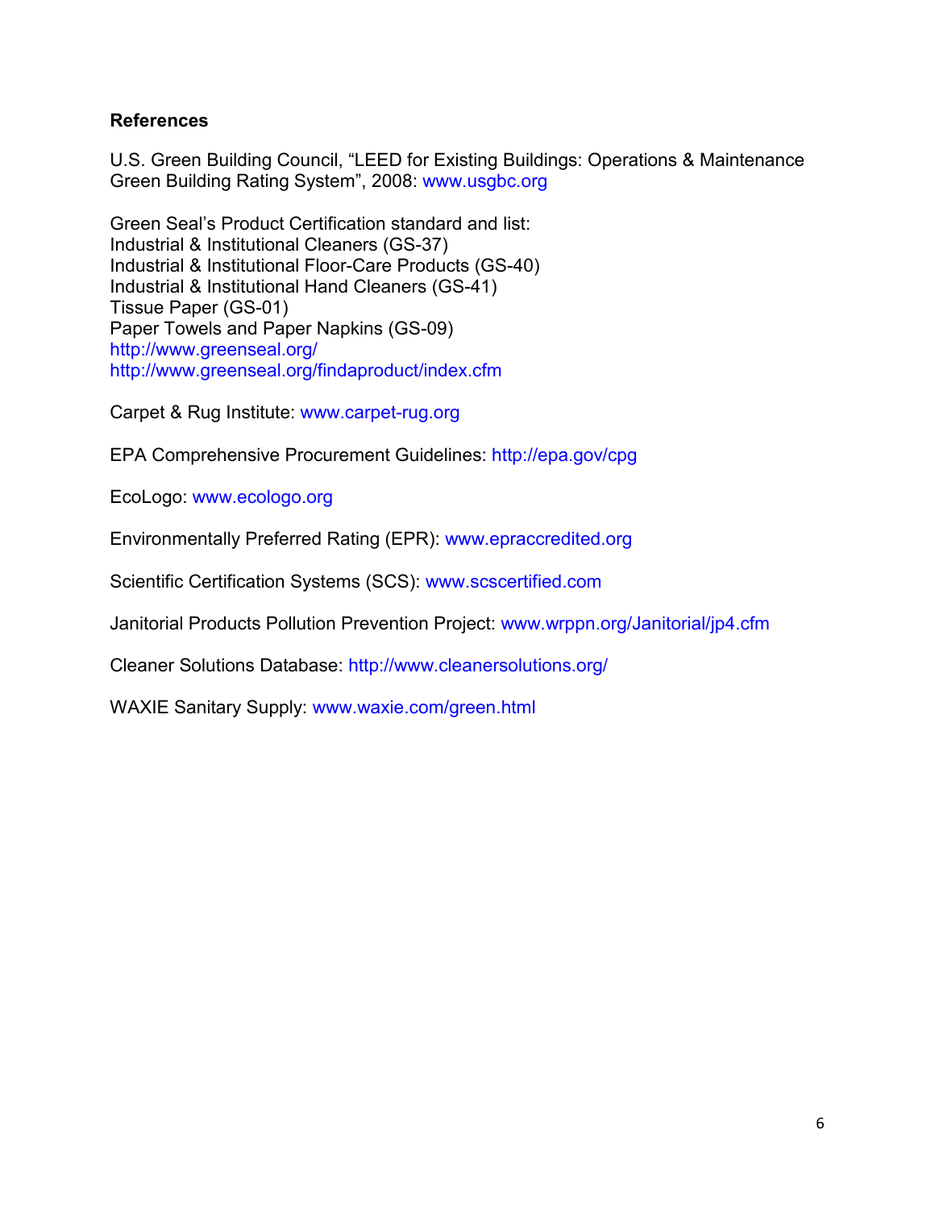**References**

U.S. Green Building Council, "LEED for Existing Buildings: Operations & Maintenance Green Building Rating System", 2008: www.usgbc.org

Green Seal's Product Certification standard and list:
Industrial & Institutional Cleaners (GS-37)
Industrial & Institutional Floor-Care Products (GS-40)
Industrial & Institutional Hand Cleaners (GS-41)
Tissue Paper (GS-01)
Paper Towels and Paper Napkins (GS-09)
http://www.greenseal.org/
http://www.greenseal.org/findaproduct/index.cfm

Carpet & Rug Institute: www.carpet-rug.org

EPA Comprehensive Procurement Guidelines: http://epa.gov/cpg

EcoLogo: www.ecologo.org

Environmentally Preferred Rating (EPR): www.epaccredited.org

Scientific Certification Systems (SCS): www.scscertified.com

Janitorial Products Pollution Prevention Project: www.wrppn.org/Janitorial/jp4.cfm

Cleaner Solutions Database: http://www.cleanersolutions.org/

WAXIE Sanitary Supply: www.waxie.com/green.html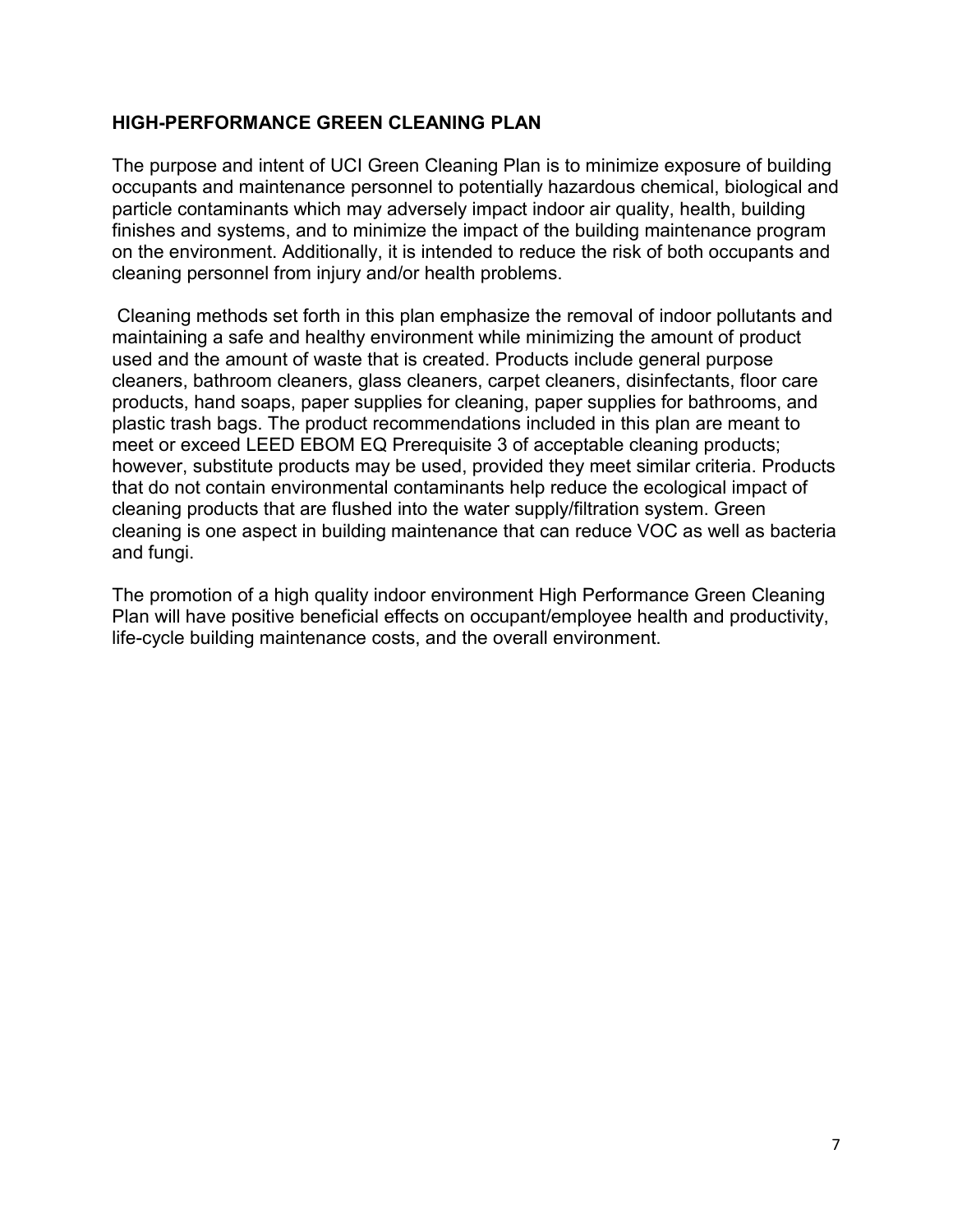## HIGH-PERFORMANCE GREEN CLEANING PLAN

The purpose and intent of UCI Green Cleaning Plan is to minimize exposure of building occupants and maintenance personnel to potentially hazardous chemical, biological and particle contaminants which may adversely impact indoor air quality, health, building finishes and systems, and to minimize the impact of the building maintenance program on the environment. Additionally, it is intended to reduce the risk of both occupants and cleaning personnel from injury and/or health problems.

Cleaning methods set forth in this plan emphasize the removal of indoor pollutants and maintaining a safe and healthy environment while minimizing the amount of product used and the amount of waste that is created. Products include general purpose cleaners, bathroom cleaners, glass cleaners, carpet cleaners, disinfectants, floor care products, hand soaps, paper supplies for cleaning, paper supplies for bathrooms, and plastic trash bags. The product recommendations included in this plan are meant to meet or exceed LEED EBOM EQ Prerequisite 3 of acceptable cleaning products; however, substitute products may be used, provided they meet similar criteria. Products that do not contain environmental contaminants help reduce the ecological impact of cleaning products that are flushed into the water supply/filtration system. Green cleaning is one aspect in building maintenance that can reduce VOC as well as bacteria and fungi.

The promotion of a high quality indoor environment High Performance Green Cleaning Plan will have positive beneficial effects on occupant/employee health and productivity, life-cycle building maintenance costs, and the overall environment.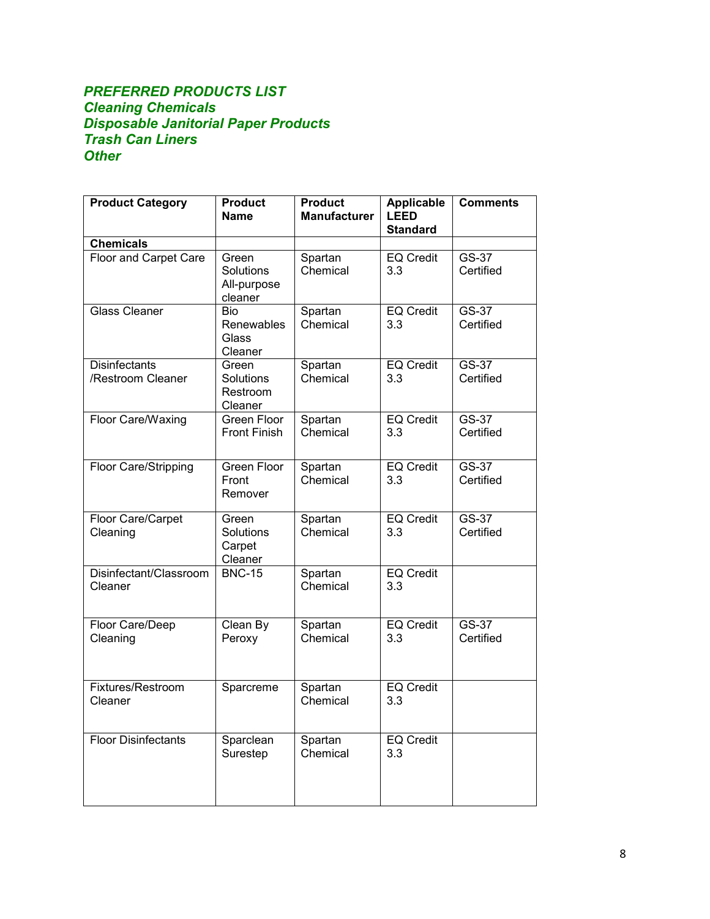***PREFERRED PRODUCTS LIST***
***Cleaning Chemicals***
***Disposable Janitorial Paper Products***
***Trash Can Liners***
***Other***

| Product Category | Product Name | Product Manufacturer | Applicable LEED Standard | Comments |
|---|---|---|---|---|
| **Chemicals** | | | | |
| Floor and Carpet Care | Green Solutions All-purpose cleaner | Spartan Chemical | EQ Credit 3.3 | GS-37 Certified |
| Glass Cleaner | Bio Renewables Glass Cleaner | Spartan Chemical | EQ Credit 3.3 | GS-37 Certified |
| Disinfectants /Restroom Cleaner | Green Solutions Restroom Cleaner | Spartan Chemical | EQ Credit 3.3 | GS-37 Certified |
| Floor Care/Waxing | Green Floor Front Finish | Spartan Chemical | EQ Credit 3.3 | GS-37 Certified |
| Floor Care/Stripping | Green Floor Front Remover | Spartan Chemical | EQ Credit 3.3 | GS-37 Certified |
| Floor Care/Carpet Cleaning | Green Solutions Carpet Cleaner | Spartan Chemical | EQ Credit 3.3 | GS-37 Certified |
| Disinfectant/Classroom Cleaner | BNC-15 | Spartan Chemical | EQ Credit 3.3 | |
| Floor Care/Deep Cleaning | Clean By Peroxy | Spartan Chemical | EQ Credit 3.3 | GS-37 Certified |
| Fixtures/Restroom Cleaner | Sparcreme | Spartan Chemical | EQ Credit 3.3 | |
| Floor Disinfectants | Sparclean Surestep | Spartan Chemical | EQ Credit 3.3 | |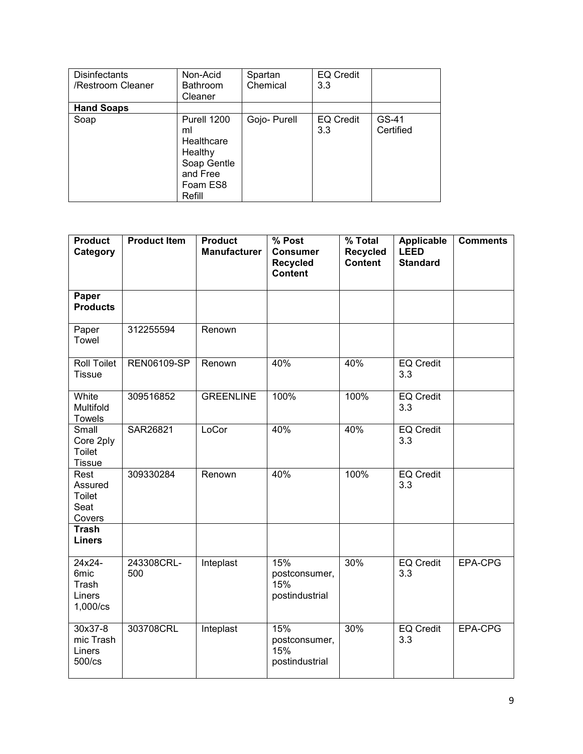| Disinfectants /Restroom Cleaner | Non-Acid Bathroom Cleaner | Spartan Chemical | EQ Credit 3.3 | |
|---|---|---|---|---|
| **Hand Soaps** | | | | |
| Soap | Purell 1200 ml Healthcare Healthy Soap Gentle and Free Foam ES8 Refill | Gojo- Purell | EQ Credit 3.3 | GS-41 Certified |

| Product Category | Product Item | Product Manufacturer | % Post Consumer Recycled Content | % Total Recycled Content | Applicable LEED Standard | Comments |
|---|---|---|---|---|---|---|
| **Paper Products** | | | | | | |
| Paper Towel | 312255594 | Renown | | | | |
| Roll Toilet Tissue | REN06109-SP | Renown | 40% | 40% | EQ Credit 3.3 | |
| White Multifold Towels | 309516852 | GREENLINE | 100% | 100% | EQ Credit 3.3 | |
| Small Core 2ply Toilet Tissue | SAR26821 | LoCor | 40% | 40% | EQ Credit 3.3 | |
| Rest Assured Toilet Seat Covers | 309330284 | Renown | 40% | 100% | EQ Credit 3.3 | |
| **Trash Liners** | | | | | | |
| 24x24-6mic Trash Liners 1,000/cs | 243308CRL-500 | Inteplast | 15% postconsumer, 15% postindustrial | 30% | EQ Credit 3.3 | EPA-CPG |
| 30x37-8 mic Trash Liners 500/cs | 303708CRL | Inteplast | 15% postconsumer, 15% postindustrial | 30% | EQ Credit 3.3 | EPA-CPG |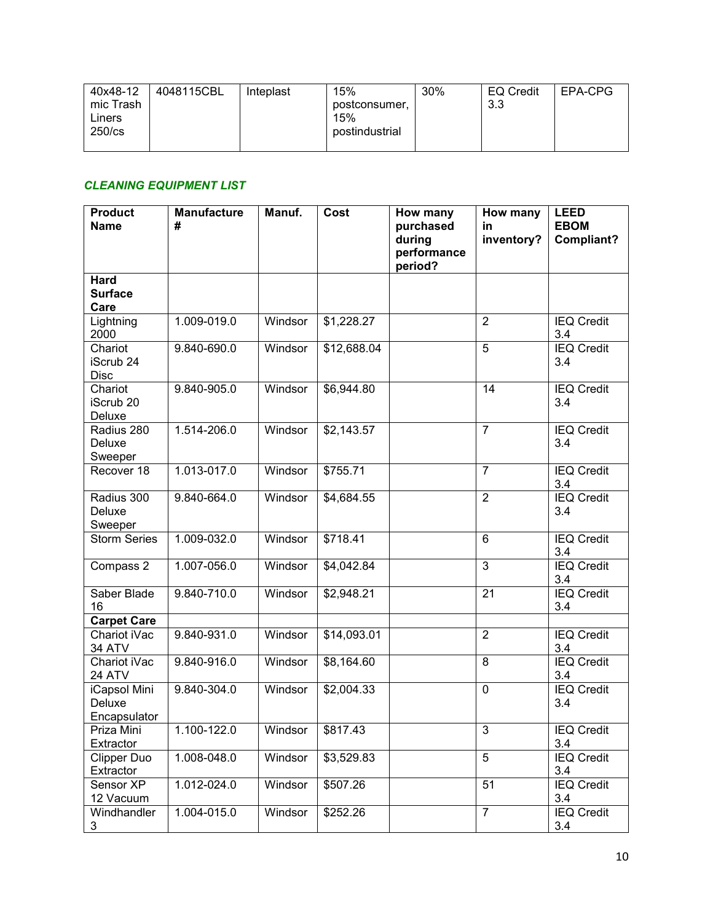| 40x48-12 mic Trash Liners 250/cs | 4048115CBL | Inteplast | 15% postconsumer, 15% postindustrial | 30% | EQ Credit 3.3 | EPA-CPG |
|---|---|---|---|---|---|---|

***CLEANING EQUIPMENT LIST***

| Product Name | Manufacture # | Manuf. | Cost | How many purchased during performance period? | How many in inventory? | LEED EBOM Compliant? |
|---|---|---|---|---|---|---|
| **Hard Surface Care** | | | | | | |
| Lightning 2000 | 1.009-019.0 | Windsor | $1,228.27 | | 2 | IEQ Credit 3.4 |
| Chariot iScrub 24 Disc | 9.840-690.0 | Windsor | $12,688.04 | | 5 | IEQ Credit 3.4 |
| Chariot iScrub 20 Deluxe | 9.840-905.0 | Windsor | $6,944.80 | | 14 | IEQ Credit 3.4 |
| Radius 280 Deluxe Sweeper | 1.514-206.0 | Windsor | $2,143.57 | | 7 | IEQ Credit 3.4 |
| Recover 18 | 1.013-017.0 | Windsor | $755.71 | | 7 | IEQ Credit 3.4 |
| Radius 300 Deluxe Sweeper | 9.840-664.0 | Windsor | $4,684.55 | | 2 | IEQ Credit 3.4 |
| Storm Series | 1.009-032.0 | Windsor | $718.41 | | 6 | IEQ Credit 3.4 |
| Compass 2 | 1.007-056.0 | Windsor | $4,042.84 | | 3 | IEQ Credit 3.4 |
| Saber Blade 16 | 9.840-710.0 | Windsor | $2,948.21 | | 21 | IEQ Credit 3.4 |
| **Carpet Care** | | | | | | |
| Chariot iVac 34 ATV | 9.840-931.0 | Windsor | $14,093.01 | | 2 | IEQ Credit 3.4 |
| Chariot iVac 24 ATV | 9.840-916.0 | Windsor | $8,164.60 | | 8 | IEQ Credit 3.4 |
| iCapsol Mini Deluxe Encapsulator | 9.840-304.0 | Windsor | $2,004.33 | | 0 | IEQ Credit 3.4 |
| Priza Mini Extractor | 1.100-122.0 | Windsor | $817.43 | | 3 | IEQ Credit 3.4 |
| Clipper Duo Extractor | 1.008-048.0 | Windsor | $3,529.83 | | 5 | IEQ Credit 3.4 |
| Sensor XP 12 Vacuum | 1.012-024.0 | Windsor | $507.26 | | 51 | IEQ Credit 3.4 |
| Windhandler 3 | 1.004-015.0 | Windsor | $252.26 | | 7 | IEQ Credit 3.4 |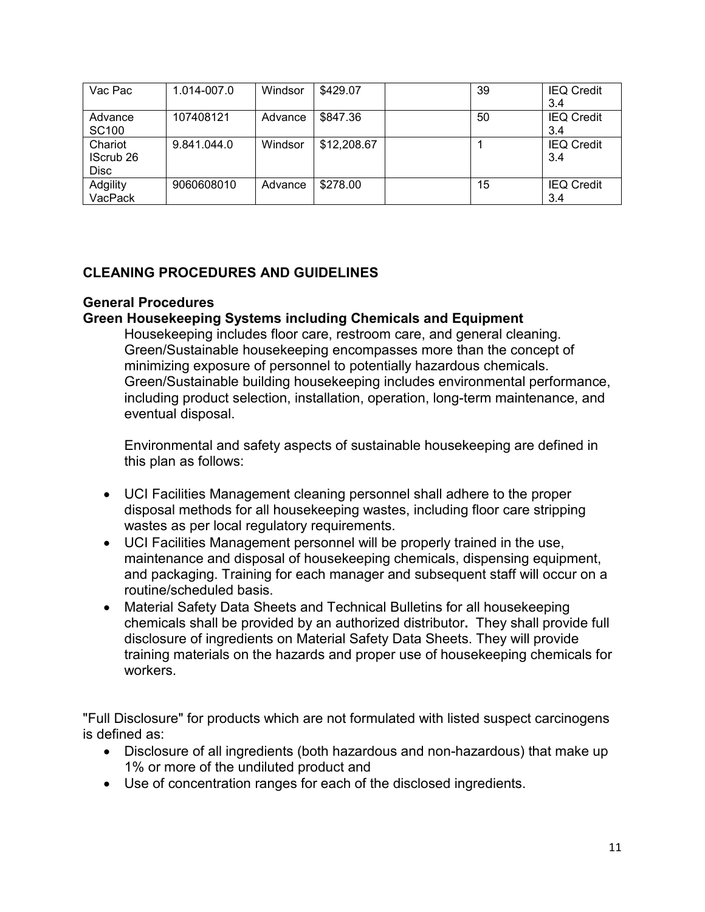| Vac Pac | 1.014-007.0 | Windsor | $429.07 | | 39 | IEQ Credit 3.4 |
|---|---|---|---|---|---|---|
| Advance SC100 | 107408121 | Advance | $847.36 | | 50 | IEQ Credit 3.4 |
| Chariot IScrub 26 Disc | 9.841.044.0 | Windsor | $12,208.67 | | 1 | IEQ Credit 3.4 |
| Adgility VacPack | 9060608010 | Advance | $278.00 | | 15 | IEQ Credit 3.4 |

## CLEANING PROCEDURES AND GUIDELINES

### General Procedures

### Green Housekeeping Systems including Chemicals and Equipment

Housekeeping includes floor care, restroom care, and general cleaning. Green/Sustainable housekeeping encompasses more than the concept of minimizing exposure of personnel to potentially hazardous chemicals. Green/Sustainable building housekeeping includes environmental performance, including product selection, installation, operation, long-term maintenance, and eventual disposal.

Environmental and safety aspects of sustainable housekeeping are defined in this plan as follows:

- UCI Facilities Management cleaning personnel shall adhere to the proper disposal methods for all housekeeping wastes, including floor care stripping wastes as per local regulatory requirements.
- UCI Facilities Management personnel will be properly trained in the use, maintenance and disposal of housekeeping chemicals, dispensing equipment, and packaging. Training for each manager and subsequent staff will occur on a routine/scheduled basis.
- Material Safety Data Sheets and Technical Bulletins for all housekeeping chemicals shall be provided by an authorized distributor**.** They shall provide full disclosure of ingredients on Material Safety Data Sheets. They will provide training materials on the hazards and proper use of housekeeping chemicals for workers.

"Full Disclosure" for products which are not formulated with listed suspect carcinogens is defined as:

- Disclosure of all ingredients (both hazardous and non-hazardous) that make up 1% or more of the undiluted product and
- Use of concentration ranges for each of the disclosed ingredients.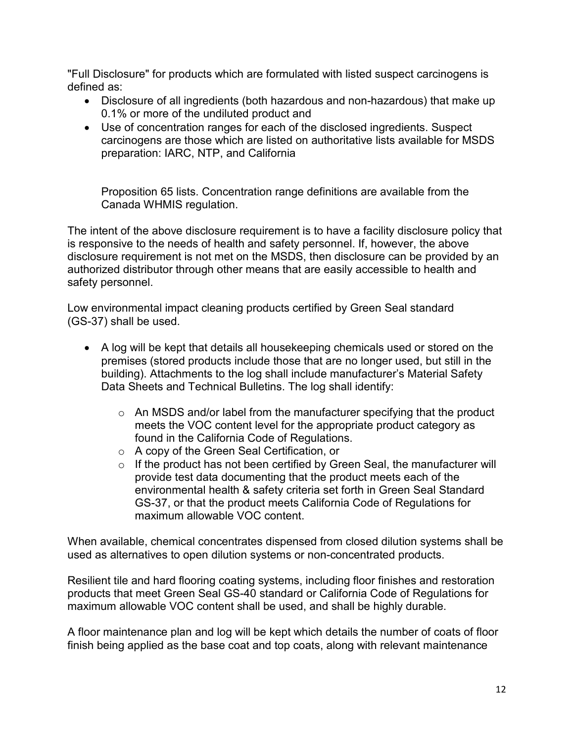"Full Disclosure" for products which are formulated with listed suspect carcinogens is defined as:

- Disclosure of all ingredients (both hazardous and non-hazardous) that make up 0.1% or more of the undiluted product and
- Use of concentration ranges for each of the disclosed ingredients. Suspect carcinogens are those which are listed on authoritative lists available for MSDS preparation: IARC, NTP, and California

  Proposition 65 lists. Concentration range definitions are available from the Canada WHMIS regulation.

The intent of the above disclosure requirement is to have a facility disclosure policy that is responsive to the needs of health and safety personnel. If, however, the above disclosure requirement is not met on the MSDS, then disclosure can be provided by an authorized distributor through other means that are easily accessible to health and safety personnel.

Low environmental impact cleaning products certified by Green Seal standard (GS-37) shall be used.

- A log will be kept that details all housekeeping chemicals used or stored on the premises (stored products include those that are no longer used, but still in the building). Attachments to the log shall include manufacturer's Material Safety Data Sheets and Technical Bulletins. The log shall identify:
  - An MSDS and/or label from the manufacturer specifying that the product meets the VOC content level for the appropriate product category as found in the California Code of Regulations.
  - A copy of the Green Seal Certification, or
  - If the product has not been certified by Green Seal, the manufacturer will provide test data documenting that the product meets each of the environmental health & safety criteria set forth in Green Seal Standard GS-37, or that the product meets California Code of Regulations for maximum allowable VOC content.

When available, chemical concentrates dispensed from closed dilution systems shall be used as alternatives to open dilution systems or non-concentrated products.

Resilient tile and hard flooring coating systems, including floor finishes and restoration products that meet Green Seal GS-40 standard or California Code of Regulations for maximum allowable VOC content shall be used, and shall be highly durable.

A floor maintenance plan and log will be kept which details the number of coats of floor finish being applied as the base coat and top coats, along with relevant maintenance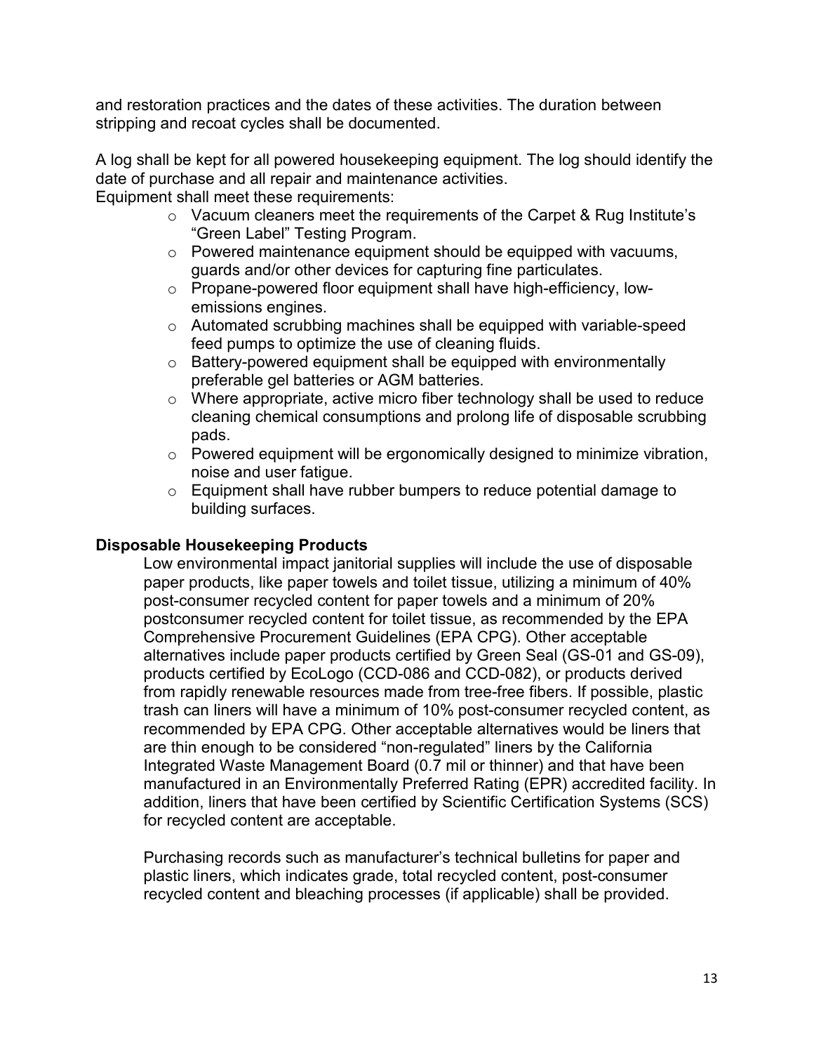and restoration practices and the dates of these activities. The duration between stripping and recoat cycles shall be documented.

A log shall be kept for all powered housekeeping equipment. The log should identify the date of purchase and all repair and maintenance activities.
Equipment shall meet these requirements:

- Vacuum cleaners meet the requirements of the Carpet & Rug Institute's "Green Label" Testing Program.
- Powered maintenance equipment should be equipped with vacuums, guards and/or other devices for capturing fine particulates.
- Propane-powered floor equipment shall have high-efficiency, low-emissions engines.
- Automated scrubbing machines shall be equipped with variable-speed feed pumps to optimize the use of cleaning fluids.
- Battery-powered equipment shall be equipped with environmentally preferable gel batteries or AGM batteries.
- Where appropriate, active micro fiber technology shall be used to reduce cleaning chemical consumptions and prolong life of disposable scrubbing pads.
- Powered equipment will be ergonomically designed to minimize vibration, noise and user fatigue.
- Equipment shall have rubber bumpers to reduce potential damage to building surfaces.

**Disposable Housekeeping Products**

Low environmental impact janitorial supplies will include the use of disposable paper products, like paper towels and toilet tissue, utilizing a minimum of 40% post-consumer recycled content for paper towels and a minimum of 20% postconsumer recycled content for toilet tissue, as recommended by the EPA Comprehensive Procurement Guidelines (EPA CPG). Other acceptable alternatives include paper products certified by Green Seal (GS-01 and GS-09), products certified by EcoLogo (CCD-086 and CCD-082), or products derived from rapidly renewable resources made from tree-free fibers. If possible, plastic trash can liners will have a minimum of 10% post-consumer recycled content, as recommended by EPA CPG. Other acceptable alternatives would be liners that are thin enough to be considered "non-regulated" liners by the California Integrated Waste Management Board (0.7 mil or thinner) and that have been manufactured in an Environmentally Preferred Rating (EPR) accredited facility. In addition, liners that have been certified by Scientific Certification Systems (SCS) for recycled content are acceptable.

Purchasing records such as manufacturer's technical bulletins for paper and plastic liners, which indicates grade, total recycled content, post-consumer recycled content and bleaching processes (if applicable) shall be provided.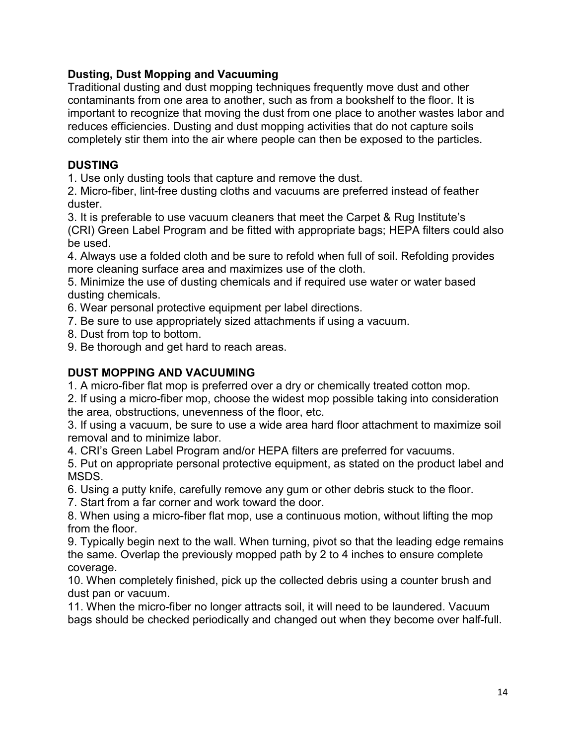## Dusting, Dust Mopping and Vacuuming

Traditional dusting and dust mopping techniques frequently move dust and other contaminants from one area to another, such as from a bookshelf to the floor. It is important to recognize that moving the dust from one place to another wastes labor and reduces efficiencies. Dusting and dust mopping activities that do not capture soils completely stir them into the air where people can then be exposed to the particles.

### DUSTING

1. Use only dusting tools that capture and remove the dust.
2. Micro-fiber, lint-free dusting cloths and vacuums are preferred instead of feather duster.
3. It is preferable to use vacuum cleaners that meet the Carpet & Rug Institute's (CRI) Green Label Program and be fitted with appropriate bags; HEPA filters could also be used.
4. Always use a folded cloth and be sure to refold when full of soil. Refolding provides more cleaning surface area and maximizes use of the cloth.
5. Minimize the use of dusting chemicals and if required use water or water based dusting chemicals.
6. Wear personal protective equipment per label directions.
7. Be sure to use appropriately sized attachments if using a vacuum.
8. Dust from top to bottom.
9. Be thorough and get hard to reach areas.

### DUST MOPPING AND VACUUMING

1. A micro-fiber flat mop is preferred over a dry or chemically treated cotton mop.
2. If using a micro-fiber mop, choose the widest mop possible taking into consideration the area, obstructions, unevenness of the floor, etc.
3. If using a vacuum, be sure to use a wide area hard floor attachment to maximize soil removal and to minimize labor.
4. CRI's Green Label Program and/or HEPA filters are preferred for vacuums.
5. Put on appropriate personal protective equipment, as stated on the product label and MSDS.
6. Using a putty knife, carefully remove any gum or other debris stuck to the floor.
7. Start from a far corner and work toward the door.
8. When using a micro-fiber flat mop, use a continuous motion, without lifting the mop from the floor.
9. Typically begin next to the wall. When turning, pivot so that the leading edge remains the same. Overlap the previously mopped path by 2 to 4 inches to ensure complete coverage.
10. When completely finished, pick up the collected debris using a counter brush and dust pan or vacuum.
11. When the micro-fiber no longer attracts soil, it will need to be laundered. Vacuum bags should be checked periodically and changed out when they become over half-full.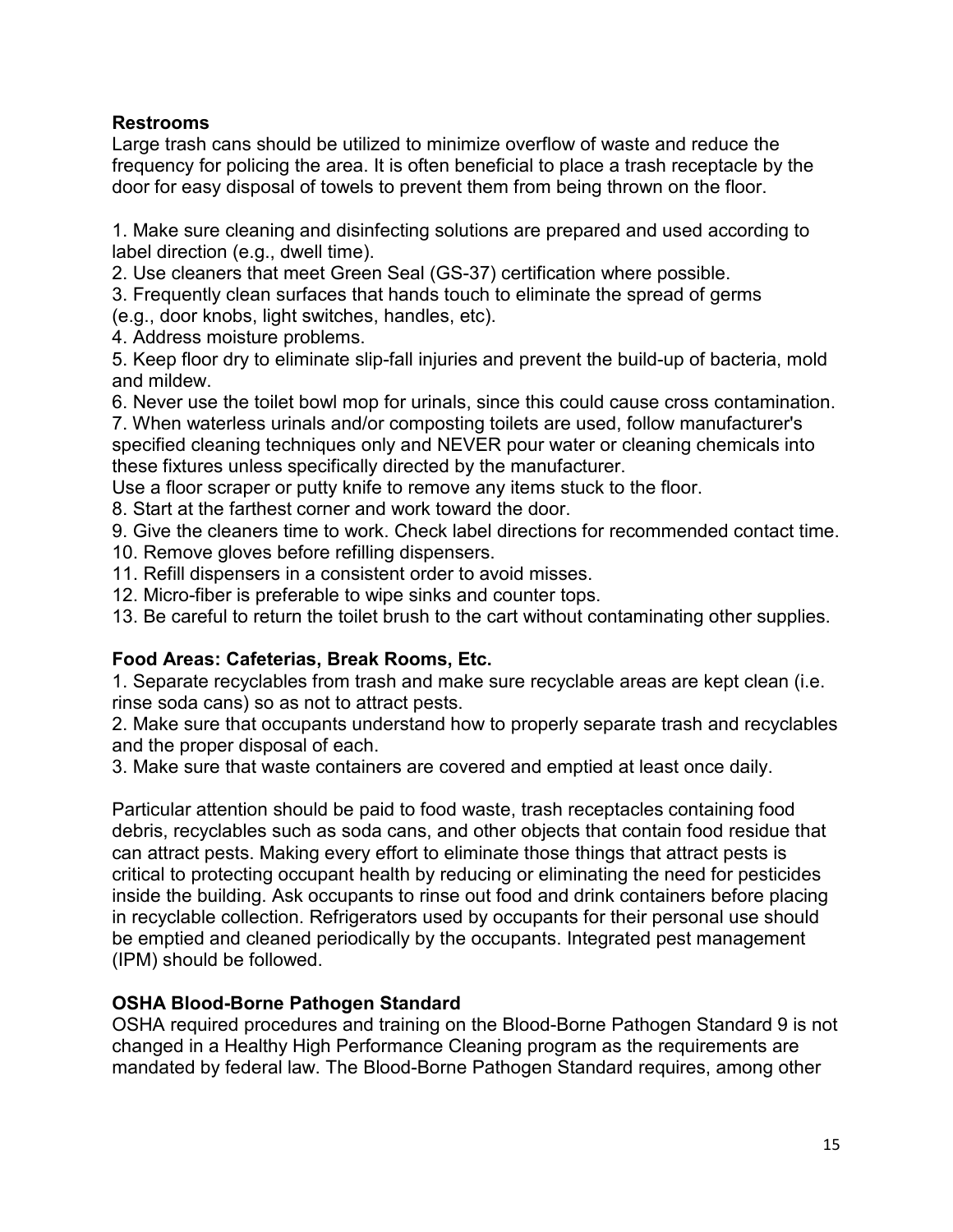**Restrooms**

Large trash cans should be utilized to minimize overflow of waste and reduce the frequency for policing the area. It is often beneficial to place a trash receptacle by the door for easy disposal of towels to prevent them from being thrown on the floor.

1. Make sure cleaning and disinfecting solutions are prepared and used according to label direction (e.g., dwell time).
2. Use cleaners that meet Green Seal (GS-37) certification where possible.
3. Frequently clean surfaces that hands touch to eliminate the spread of germs (e.g., door knobs, light switches, handles, etc).
4. Address moisture problems.
5. Keep floor dry to eliminate slip-fall injuries and prevent the build-up of bacteria, mold and mildew.
6. Never use the toilet bowl mop for urinals, since this could cause cross contamination.
7. When waterless urinals and/or composting toilets are used, follow manufacturer's specified cleaning techniques only and NEVER pour water or cleaning chemicals into these fixtures unless specifically directed by the manufacturer.

Use a floor scraper or putty knife to remove any items stuck to the floor.

8. Start at the farthest corner and work toward the door.
9. Give the cleaners time to work. Check label directions for recommended contact time.
10. Remove gloves before refilling dispensers.
11. Refill dispensers in a consistent order to avoid misses.
12. Micro-fiber is preferable to wipe sinks and counter tops.
13. Be careful to return the toilet brush to the cart without contaminating other supplies.

**Food Areas: Cafeterias, Break Rooms, Etc.**

1. Separate recyclables from trash and make sure recyclable areas are kept clean (i.e. rinse soda cans) so as not to attract pests.
2. Make sure that occupants understand how to properly separate trash and recyclables and the proper disposal of each.
3. Make sure that waste containers are covered and emptied at least once daily.

Particular attention should be paid to food waste, trash receptacles containing food debris, recyclables such as soda cans, and other objects that contain food residue that can attract pests. Making every effort to eliminate those things that attract pests is critical to protecting occupant health by reducing or eliminating the need for pesticides inside the building. Ask occupants to rinse out food and drink containers before placing in recyclable collection. Refrigerators used by occupants for their personal use should be emptied and cleaned periodically by the occupants. Integrated pest management (IPM) should be followed.

**OSHA Blood-Borne Pathogen Standard**

OSHA required procedures and training on the Blood-Borne Pathogen Standard 9 is not changed in a Healthy High Performance Cleaning program as the requirements are mandated by federal law. The Blood-Borne Pathogen Standard requires, among other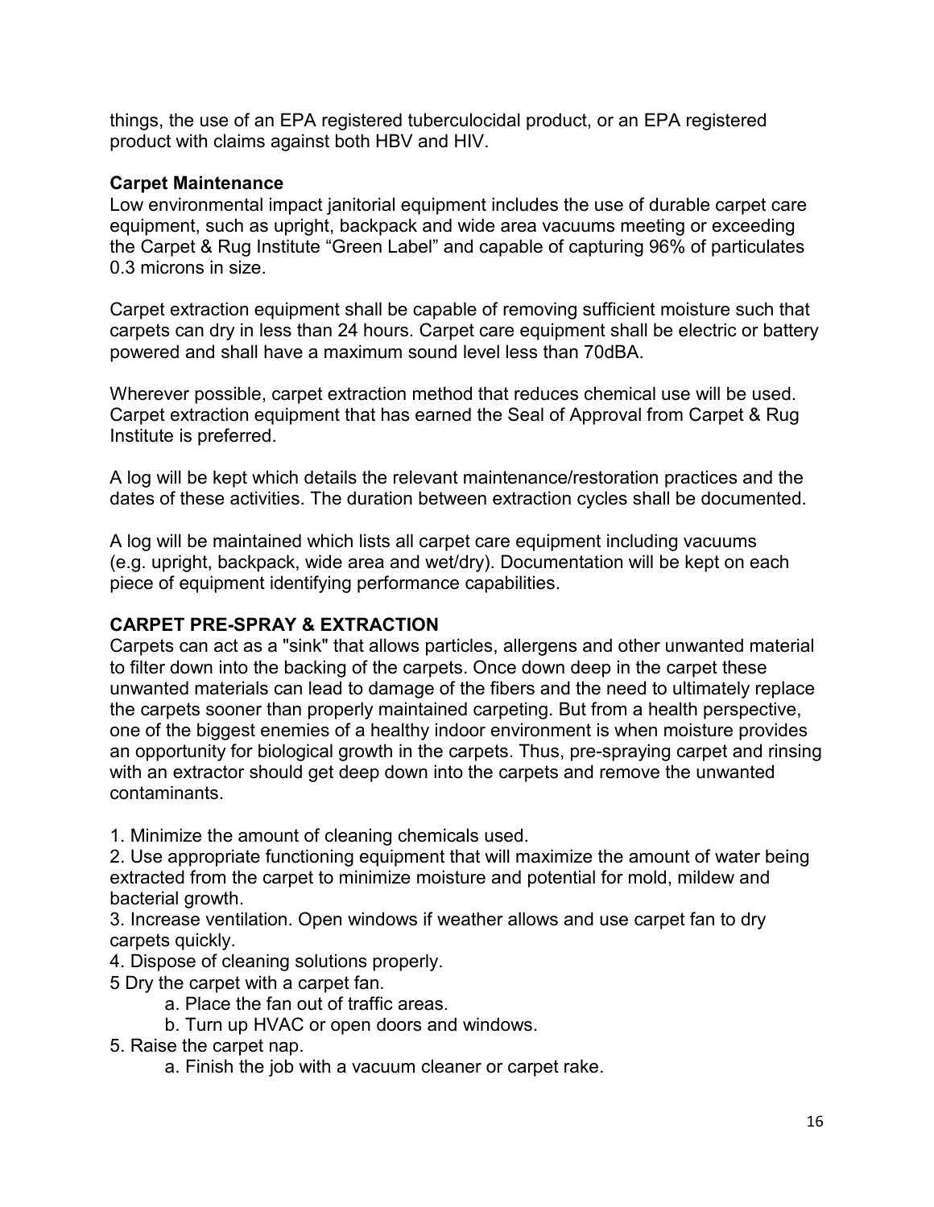things, the use of an EPA registered tuberculocidal product, or an EPA registered product with claims against both HBV and HIV.

**Carpet Maintenance**

Low environmental impact janitorial equipment includes the use of durable carpet care equipment, such as upright, backpack and wide area vacuums meeting or exceeding the Carpet & Rug Institute "Green Label" and capable of capturing 96% of particulates 0.3 microns in size.

Carpet extraction equipment shall be capable of removing sufficient moisture such that carpets can dry in less than 24 hours. Carpet care equipment shall be electric or battery powered and shall have a maximum sound level less than 70dBA.

Wherever possible, carpet extraction method that reduces chemical use will be used. Carpet extraction equipment that has earned the Seal of Approval from Carpet & Rug Institute is preferred.

A log will be kept which details the relevant maintenance/restoration practices and the dates of these activities. The duration between extraction cycles shall be documented.

A log will be maintained which lists all carpet care equipment including vacuums (e.g. upright, backpack, wide area and wet/dry). Documentation will be kept on each piece of equipment identifying performance capabilities.

**CARPET PRE-SPRAY & EXTRACTION**

Carpets can act as a "sink" that allows particles, allergens and other unwanted material to filter down into the backing of the carpets. Once down deep in the carpet these unwanted materials can lead to damage of the fibers and the need to ultimately replace the carpets sooner than properly maintained carpeting. But from a health perspective, one of the biggest enemies of a healthy indoor environment is when moisture provides an opportunity for biological growth in the carpets. Thus, pre-spraying carpet and rinsing with an extractor should get deep down into the carpets and remove the unwanted contaminants.

1. Minimize the amount of cleaning chemicals used.
2. Use appropriate functioning equipment that will maximize the amount of water being extracted from the carpet to minimize moisture and potential for mold, mildew and bacterial growth.
3. Increase ventilation. Open windows if weather allows and use carpet fan to dry carpets quickly.
4. Dispose of cleaning solutions properly.

5 Dry the carpet with a carpet fan.
   a. Place the fan out of traffic areas.
   b. Turn up HVAC or open doors and windows.

5. Raise the carpet nap.
   a. Finish the job with a vacuum cleaner or carpet rake.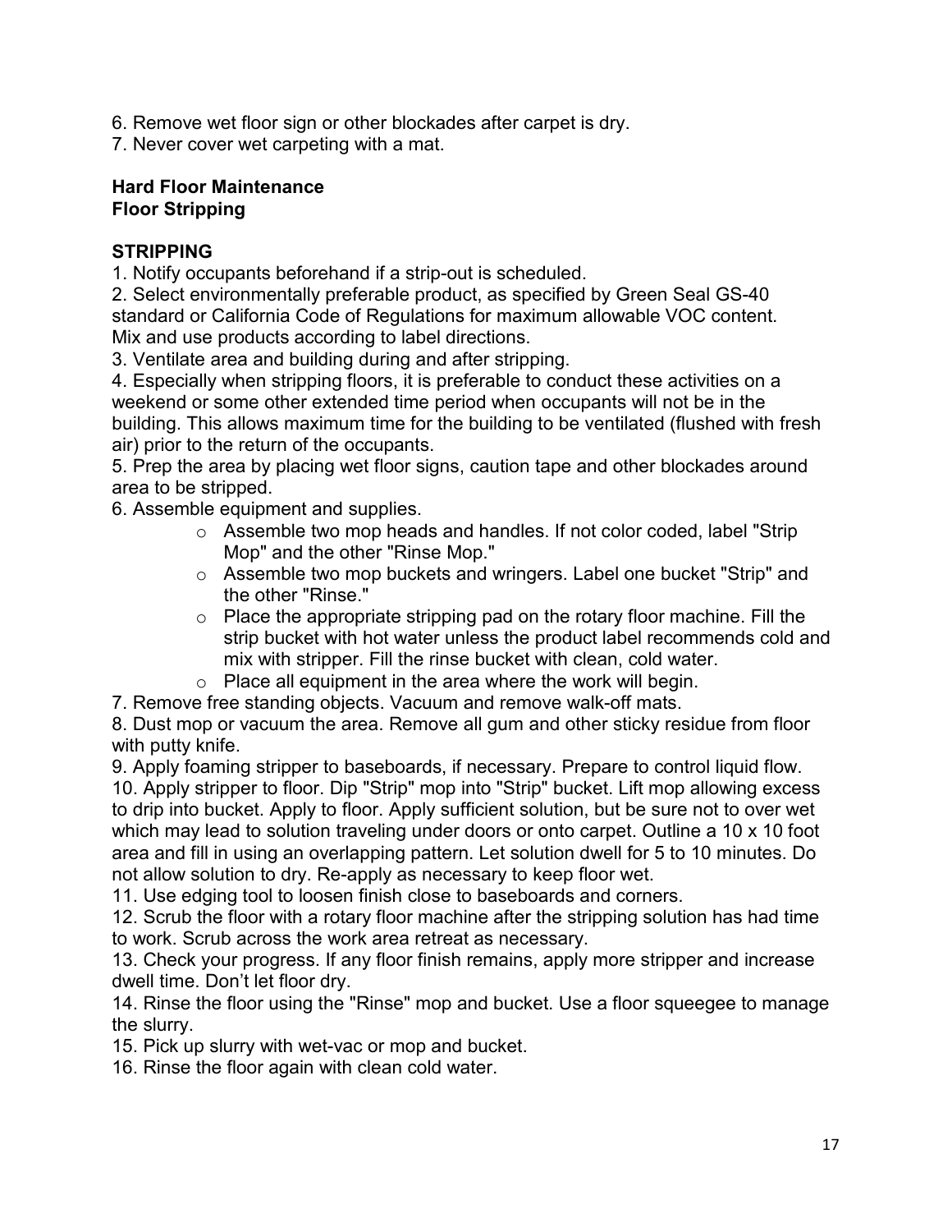6. Remove wet floor sign or other blockades after carpet is dry.
7. Never cover wet carpeting with a mat.

**Hard Floor Maintenance**
**Floor Stripping**

**STRIPPING**

1. Notify occupants beforehand if a strip-out is scheduled.
2. Select environmentally preferable product, as specified by Green Seal GS-40 standard or California Code of Regulations for maximum allowable VOC content. Mix and use products according to label directions.
3. Ventilate area and building during and after stripping.
4. Especially when stripping floors, it is preferable to conduct these activities on a weekend or some other extended time period when occupants will not be in the building. This allows maximum time for the building to be ventilated (flushed with fresh air) prior to the return of the occupants.
5. Prep the area by placing wet floor signs, caution tape and other blockades around area to be stripped.
6. Assemble equipment and supplies.
    - Assemble two mop heads and handles. If not color coded, label "Strip Mop" and the other "Rinse Mop."
    - Assemble two mop buckets and wringers. Label one bucket "Strip" and the other "Rinse."
    - Place the appropriate stripping pad on the rotary floor machine. Fill the strip bucket with hot water unless the product label recommends cold and mix with stripper. Fill the rinse bucket with clean, cold water.
    - Place all equipment in the area where the work will begin.
7. Remove free standing objects. Vacuum and remove walk-off mats.
8. Dust mop or vacuum the area. Remove all gum and other sticky residue from floor with putty knife.
9. Apply foaming stripper to baseboards, if necessary. Prepare to control liquid flow.
10. Apply stripper to floor. Dip "Strip" mop into "Strip" bucket. Lift mop allowing excess to drip into bucket. Apply to floor. Apply sufficient solution, but be sure not to over wet which may lead to solution traveling under doors or onto carpet. Outline a 10 x 10 foot area and fill in using an overlapping pattern. Let solution dwell for 5 to 10 minutes. Do not allow solution to dry. Re-apply as necessary to keep floor wet.
11. Use edging tool to loosen finish close to baseboards and corners.
12. Scrub the floor with a rotary floor machine after the stripping solution has had time to work. Scrub across the work area retreat as necessary.
13. Check your progress. If any floor finish remains, apply more stripper and increase dwell time. Don't let floor dry.
14. Rinse the floor using the "Rinse" mop and bucket. Use a floor squeegee to manage the slurry.
15. Pick up slurry with wet-vac or mop and bucket.
16. Rinse the floor again with clean cold water.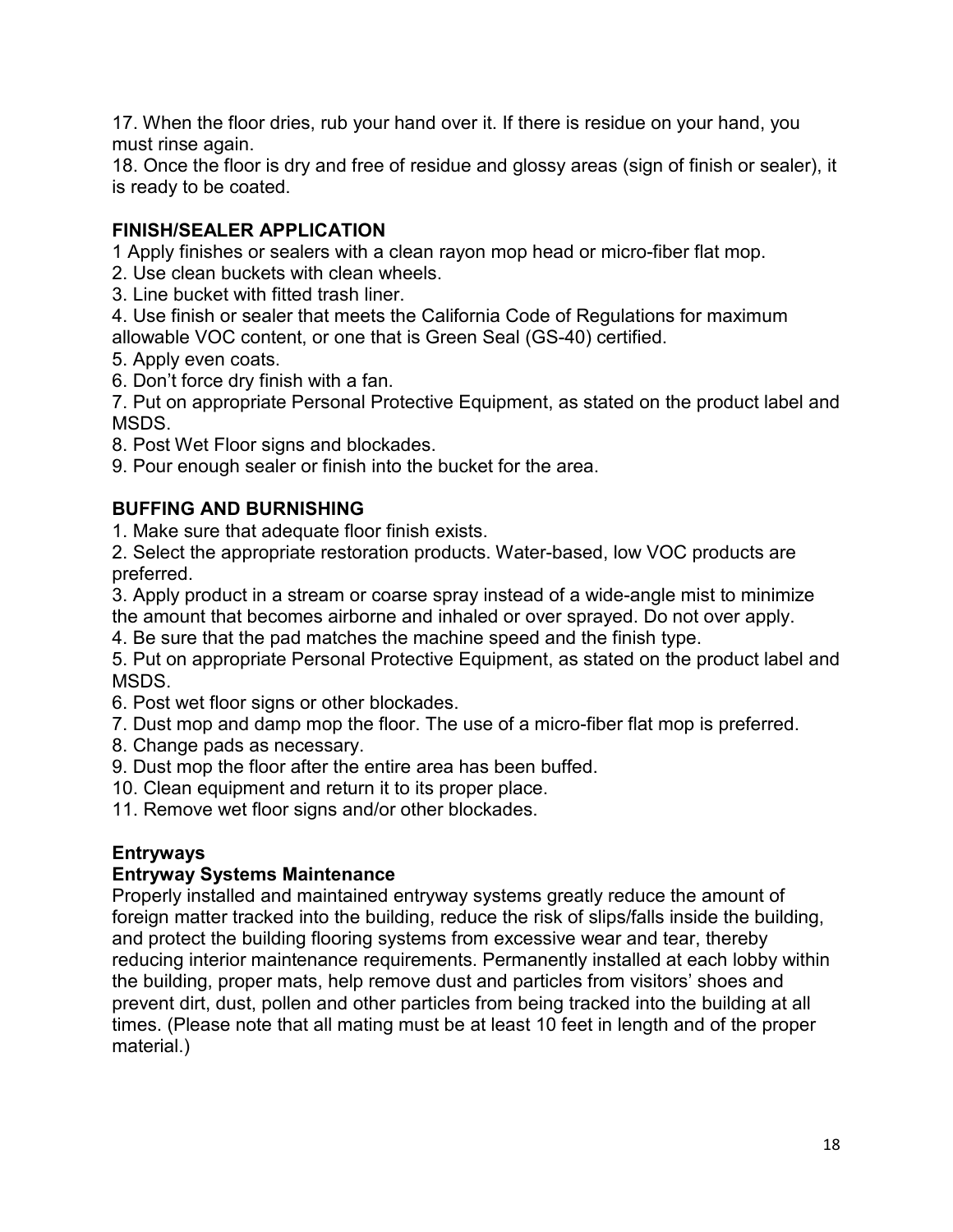17. When the floor dries, rub your hand over it. If there is residue on your hand, you must rinse again.
18. Once the floor is dry and free of residue and glossy areas (sign of finish or sealer), it is ready to be coated.

**FINISH/SEALER APPLICATION**

1 Apply finishes or sealers with a clean rayon mop head or micro-fiber flat mop.
2. Use clean buckets with clean wheels.
3. Line bucket with fitted trash liner.
4. Use finish or sealer that meets the California Code of Regulations for maximum allowable VOC content, or one that is Green Seal (GS-40) certified.
5. Apply even coats.
6. Don't force dry finish with a fan.
7. Put on appropriate Personal Protective Equipment, as stated on the product label and MSDS.
8. Post Wet Floor signs and blockades.
9. Pour enough sealer or finish into the bucket for the area.

**BUFFING AND BURNISHING**

1. Make sure that adequate floor finish exists.
2. Select the appropriate restoration products. Water-based, low VOC products are preferred.
3. Apply product in a stream or coarse spray instead of a wide-angle mist to minimize the amount that becomes airborne and inhaled or over sprayed. Do not over apply.
4. Be sure that the pad matches the machine speed and the finish type.
5. Put on appropriate Personal Protective Equipment, as stated on the product label and MSDS.
6. Post wet floor signs or other blockades.
7. Dust mop and damp mop the floor. The use of a micro-fiber flat mop is preferred.
8. Change pads as necessary.
9. Dust mop the floor after the entire area has been buffed.
10. Clean equipment and return it to its proper place.
11. Remove wet floor signs and/or other blockades.

**Entryways**

**Entryway Systems Maintenance**

Properly installed and maintained entryway systems greatly reduce the amount of foreign matter tracked into the building, reduce the risk of slips/falls inside the building, and protect the building flooring systems from excessive wear and tear, thereby reducing interior maintenance requirements. Permanently installed at each lobby within the building, proper mats, help remove dust and particles from visitors' shoes and prevent dirt, dust, pollen and other particles from being tracked into the building at all times. (Please note that all mating must be at least 10 feet in length and of the proper material.)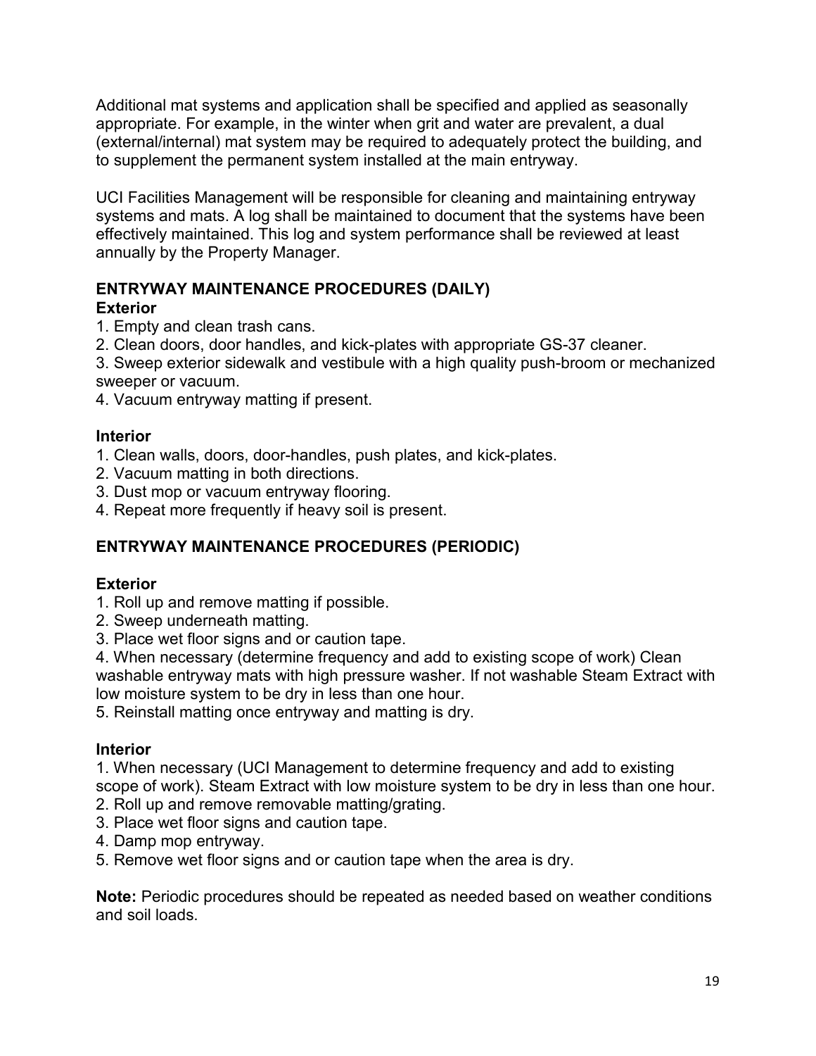Additional mat systems and application shall be specified and applied as seasonally appropriate. For example, in the winter when grit and water are prevalent, a dual (external/internal) mat system may be required to adequately protect the building, and to supplement the permanent system installed at the main entryway.

UCI Facilities Management will be responsible for cleaning and maintaining entryway systems and mats. A log shall be maintained to document that the systems have been effectively maintained. This log and system performance shall be reviewed at least annually by the Property Manager.

## ENTRYWAY MAINTENANCE PROCEDURES (DAILY)

### Exterior

1. Empty and clean trash cans.
2. Clean doors, door handles, and kick-plates with appropriate GS-37 cleaner.
3. Sweep exterior sidewalk and vestibule with a high quality push-broom or mechanized sweeper or vacuum.
4. Vacuum entryway matting if present.

### Interior

1. Clean walls, doors, door-handles, push plates, and kick-plates.
2. Vacuum matting in both directions.
3. Dust mop or vacuum entryway flooring.
4. Repeat more frequently if heavy soil is present.

## ENTRYWAY MAINTENANCE PROCEDURES (PERIODIC)

### Exterior

1. Roll up and remove matting if possible.
2. Sweep underneath matting.
3. Place wet floor signs and or caution tape.
4. When necessary (determine frequency and add to existing scope of work) Clean washable entryway mats with high pressure washer. If not washable Steam Extract with low moisture system to be dry in less than one hour.
5. Reinstall matting once entryway and matting is dry.

### Interior

1. When necessary (UCI Management to determine frequency and add to existing scope of work). Steam Extract with low moisture system to be dry in less than one hour.
2. Roll up and remove removable matting/grating.
3. Place wet floor signs and caution tape.
4. Damp mop entryway.
5. Remove wet floor signs and or caution tape when the area is dry.

**Note:** Periodic procedures should be repeated as needed based on weather conditions and soil loads.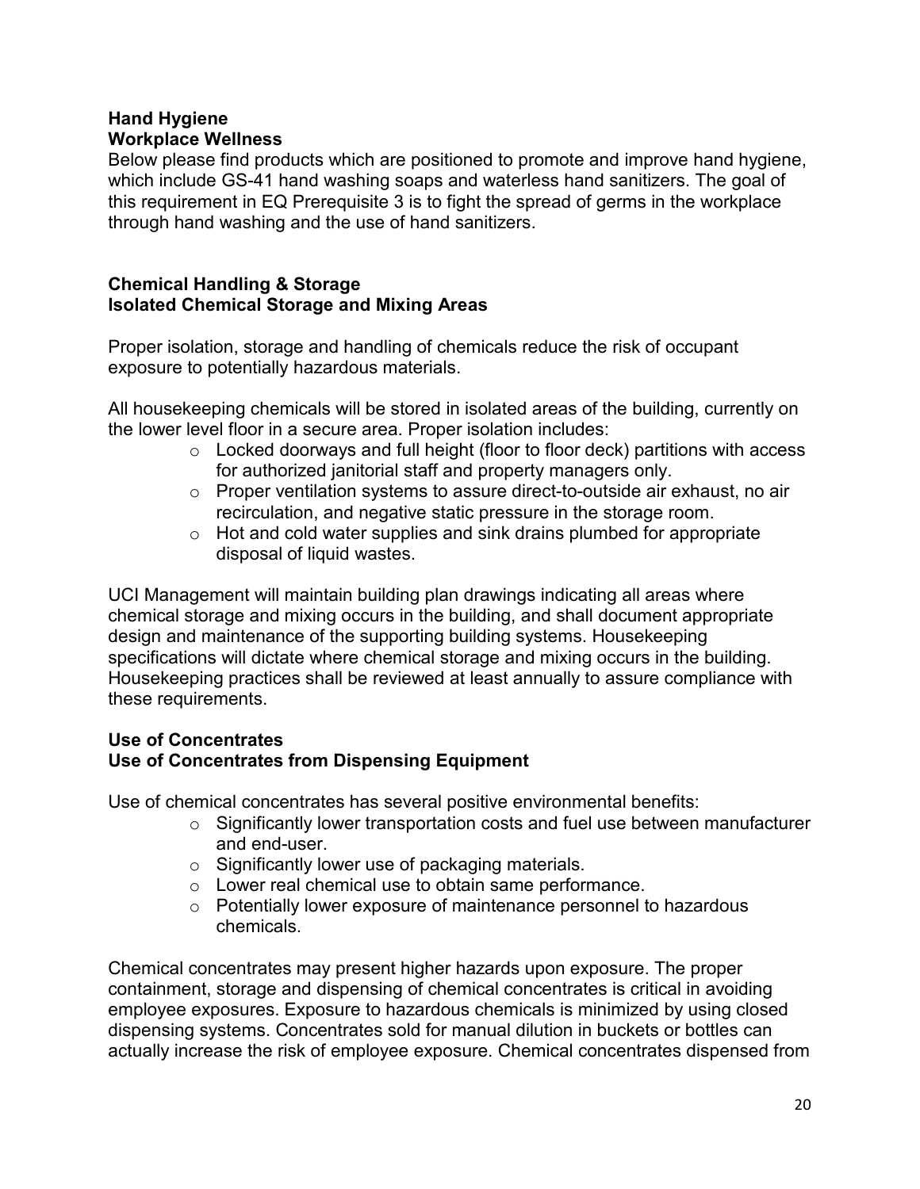**Hand Hygiene**
**Workplace Wellness**

Below please find products which are positioned to promote and improve hand hygiene, which include GS-41 hand washing soaps and waterless hand sanitizers. The goal of this requirement in EQ Prerequisite 3 is to fight the spread of germs in the workplace through hand washing and the use of hand sanitizers.

**Chemical Handling & Storage**
**Isolated Chemical Storage and Mixing Areas**

Proper isolation, storage and handling of chemicals reduce the risk of occupant exposure to potentially hazardous materials.

All housekeeping chemicals will be stored in isolated areas of the building, currently on the lower level floor in a secure area. Proper isolation includes:

- Locked doorways and full height (floor to floor deck) partitions with access for authorized janitorial staff and property managers only.
- Proper ventilation systems to assure direct-to-outside air exhaust, no air recirculation, and negative static pressure in the storage room.
- Hot and cold water supplies and sink drains plumbed for appropriate disposal of liquid wastes.

UCI Management will maintain building plan drawings indicating all areas where chemical storage and mixing occurs in the building, and shall document appropriate design and maintenance of the supporting building systems. Housekeeping specifications will dictate where chemical storage and mixing occurs in the building. Housekeeping practices shall be reviewed at least annually to assure compliance with these requirements.

**Use of Concentrates**
**Use of Concentrates from Dispensing Equipment**

Use of chemical concentrates has several positive environmental benefits:

- Significantly lower transportation costs and fuel use between manufacturer and end-user.
- Significantly lower use of packaging materials.
- Lower real chemical use to obtain same performance.
- Potentially lower exposure of maintenance personnel to hazardous chemicals.

Chemical concentrates may present higher hazards upon exposure. The proper containment, storage and dispensing of chemical concentrates is critical in avoiding employee exposures. Exposure to hazardous chemicals is minimized by using closed dispensing systems. Concentrates sold for manual dilution in buckets or bottles can actually increase the risk of employee exposure. Chemical concentrates dispensed from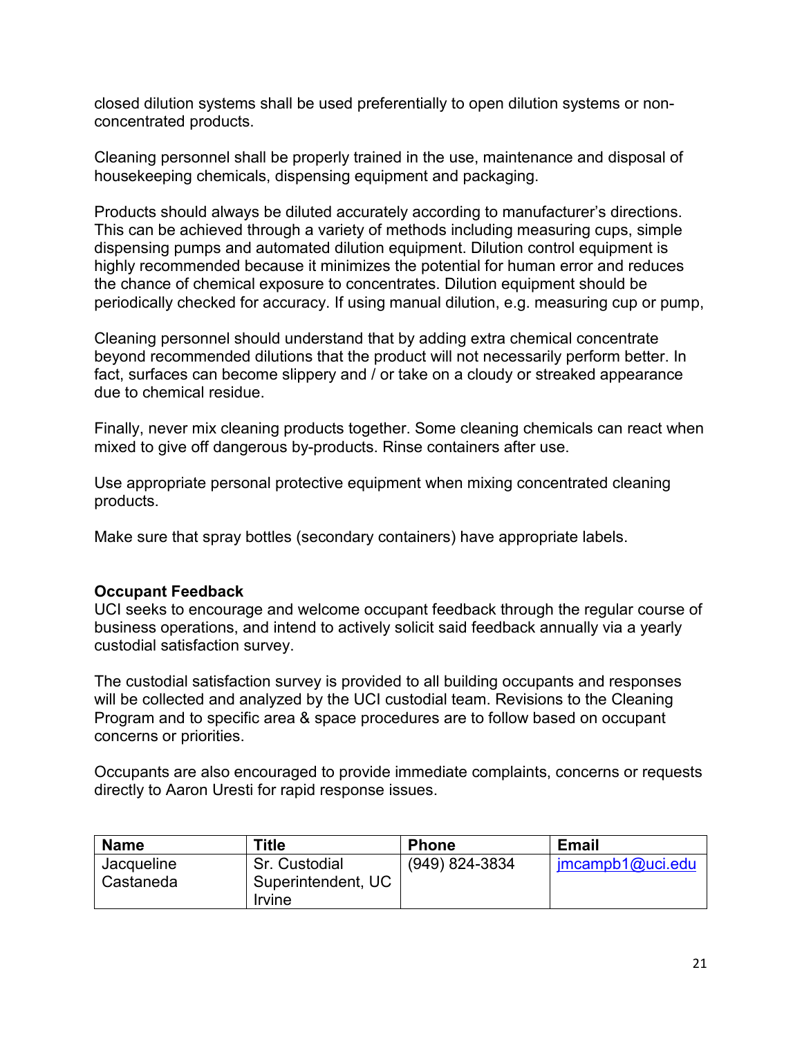closed dilution systems shall be used preferentially to open dilution systems or non-concentrated products.

Cleaning personnel shall be properly trained in the use, maintenance and disposal of housekeeping chemicals, dispensing equipment and packaging.

Products should always be diluted accurately according to manufacturer's directions. This can be achieved through a variety of methods including measuring cups, simple dispensing pumps and automated dilution equipment. Dilution control equipment is highly recommended because it minimizes the potential for human error and reduces the chance of chemical exposure to concentrates. Dilution equipment should be periodically checked for accuracy. If using manual dilution, e.g. measuring cup or pump,

Cleaning personnel should understand that by adding extra chemical concentrate beyond recommended dilutions that the product will not necessarily perform better. In fact, surfaces can become slippery and / or take on a cloudy or streaked appearance due to chemical residue.

Finally, never mix cleaning products together. Some cleaning chemicals can react when mixed to give off dangerous by-products. Rinse containers after use.

Use appropriate personal protective equipment when mixing concentrated cleaning products.

Make sure that spray bottles (secondary containers) have appropriate labels.

**Occupant Feedback**

UCI seeks to encourage and welcome occupant feedback through the regular course of business operations, and intend to actively solicit said feedback annually via a yearly custodial satisfaction survey.

The custodial satisfaction survey is provided to all building occupants and responses will be collected and analyzed by the UCI custodial team. Revisions to the Cleaning Program and to specific area & space procedures are to follow based on occupant concerns or priorities.

Occupants are also encouraged to provide immediate complaints, concerns or requests directly to Aaron Uresti for rapid response issues.

| Name | Title | Phone | Email |
|---|---|---|---|
| Jacqueline Castaneda | Sr. Custodial Superintendent, UC Irvine | (949) 824-3834 | jmcampb1@uci.edu |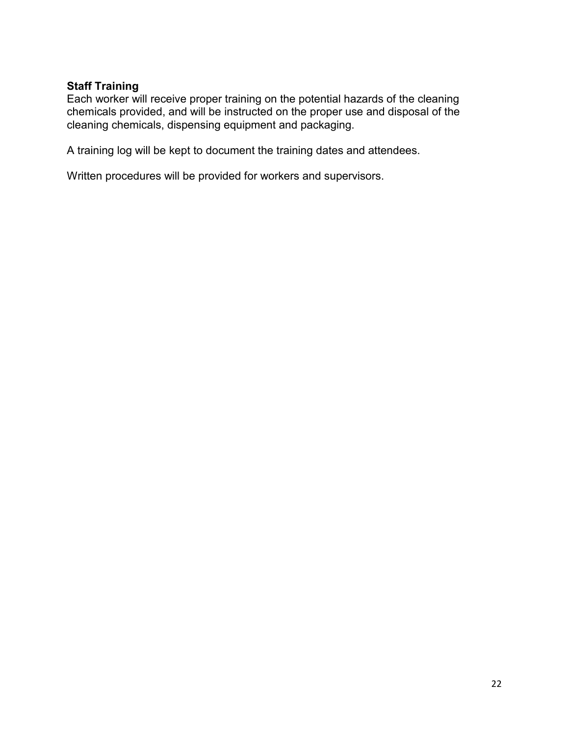**Staff Training**

Each worker will receive proper training on the potential hazards of the cleaning chemicals provided, and will be instructed on the proper use and disposal of the cleaning chemicals, dispensing equipment and packaging.

A training log will be kept to document the training dates and attendees.

Written procedures will be provided for workers and supervisors.